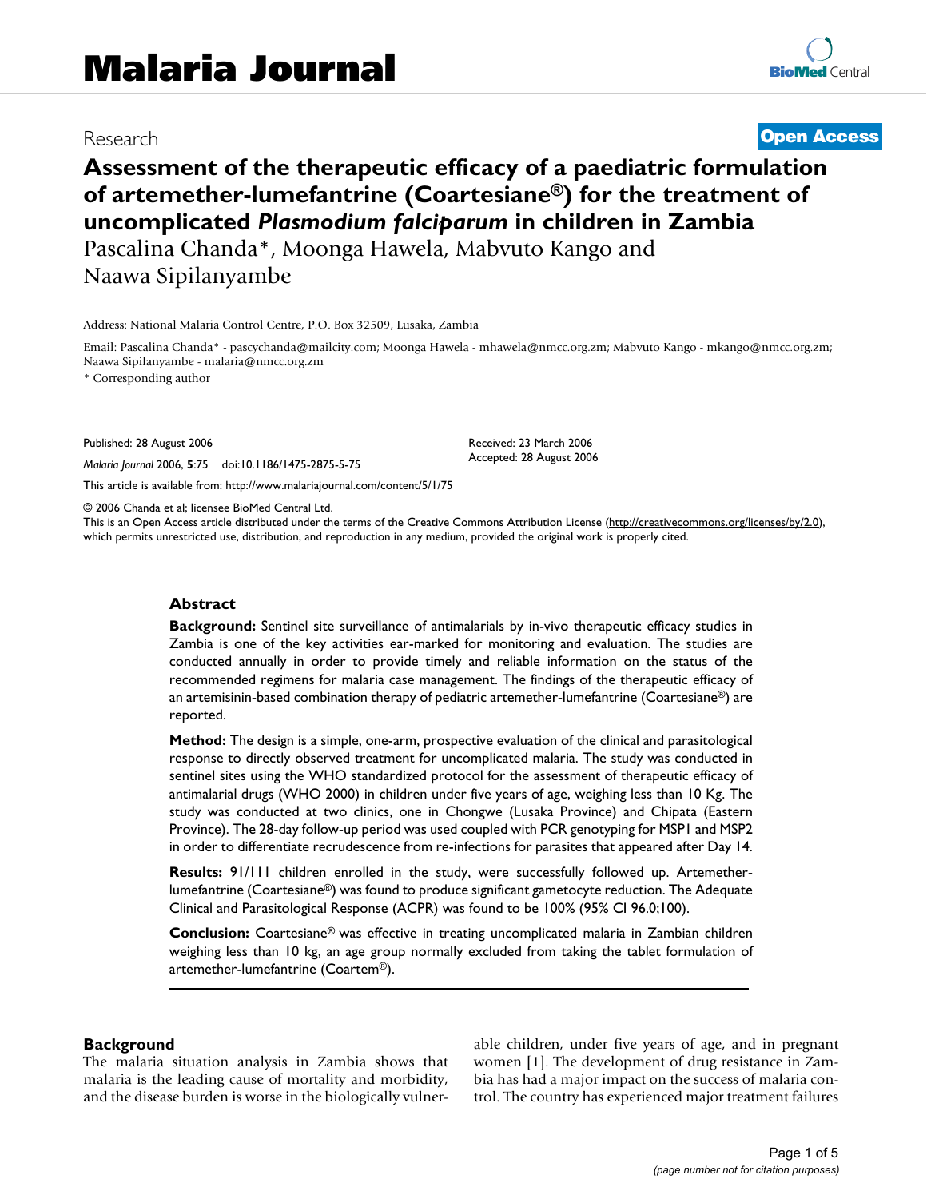Research

**Open Access**

# Assessment of the therapeutic efficacy of a paediatric formulation of artemether-lumefantrine (Coartesiane®) for the treatment of uncomplicated *Plasmodium falciparum* in children in Zambia

Pascalina Chanda*, Moonga Hawela, Mabvuto Kango and Naawa Sipilanyambe

Address: National Malaria Control Centre, P.O. Box 32509, Lusaka, Zambia

Email: Pascalina Chanda* - pascychanda@mailcity.com; Moonga Hawela - mhawela@nmcc.org.zm; Mabvuto Kango - mkango@nmcc.org.zm; Naawa Sipilanyambe - malaria@nmcc.org.zm

\* Corresponding author

Published: 28 August 2006

*Malaria Journal* 2006, **5**:75 doi:10.1186/1475-2875-5-75

Received: 23 March 2006
Accepted: 28 August 2006

This article is available from: http://www.malariajournal.com/content/5/1/75

© 2006 Chanda et al; licensee BioMed Central Ltd.
This is an Open Access article distributed under the terms of the Creative Commons Attribution License (http://creativecommons.org/licenses/by/2.0), which permits unrestricted use, distribution, and reproduction in any medium, provided the original work is properly cited.

## Abstract

**Background:** Sentinel site surveillance of antimalarials by in-vivo therapeutic efficacy studies in Zambia is one of the key activities ear-marked for monitoring and evaluation. The studies are conducted annually in order to provide timely and reliable information on the status of the recommended regimens for malaria case management. The findings of the therapeutic efficacy of an artemisinin-based combination therapy of pediatric artemether-lumefantrine (Coartesiane®) are reported.

**Method:** The design is a simple, one-arm, prospective evaluation of the clinical and parasitological response to directly observed treatment for uncomplicated malaria. The study was conducted in sentinel sites using the WHO standardized protocol for the assessment of therapeutic efficacy of antimalarial drugs (WHO 2000) in children under five years of age, weighing less than 10 Kg. The study was conducted at two clinics, one in Chongwe (Lusaka Province) and Chipata (Eastern Province). The 28-day follow-up period was used coupled with PCR genotyping for MSP1 and MSP2 in order to differentiate recrudescence from re-infections for parasites that appeared after Day 14.

**Results:** 91/111 children enrolled in the study, were successfully followed up. Artemether-lumefantrine (Coartesiane®) was found to produce significant gametocyte reduction. The Adequate Clinical and Parasitological Response (ACPR) was found to be 100% (95% CI 96.0;100).

**Conclusion:** Coartesiane® was effective in treating uncomplicated malaria in Zambian children weighing less than 10 kg, an age group normally excluded from taking the tablet formulation of artemether-lumefantrine (Coartem®).

## Background

The malaria situation analysis in Zambia shows that malaria is the leading cause of mortality and morbidity, and the disease burden is worse in the biologically vulnerable children, under five years of age, and in pregnant women [1]. The development of drug resistance in Zambia has had a major impact on the success of malaria control. The country has experienced major treatment failures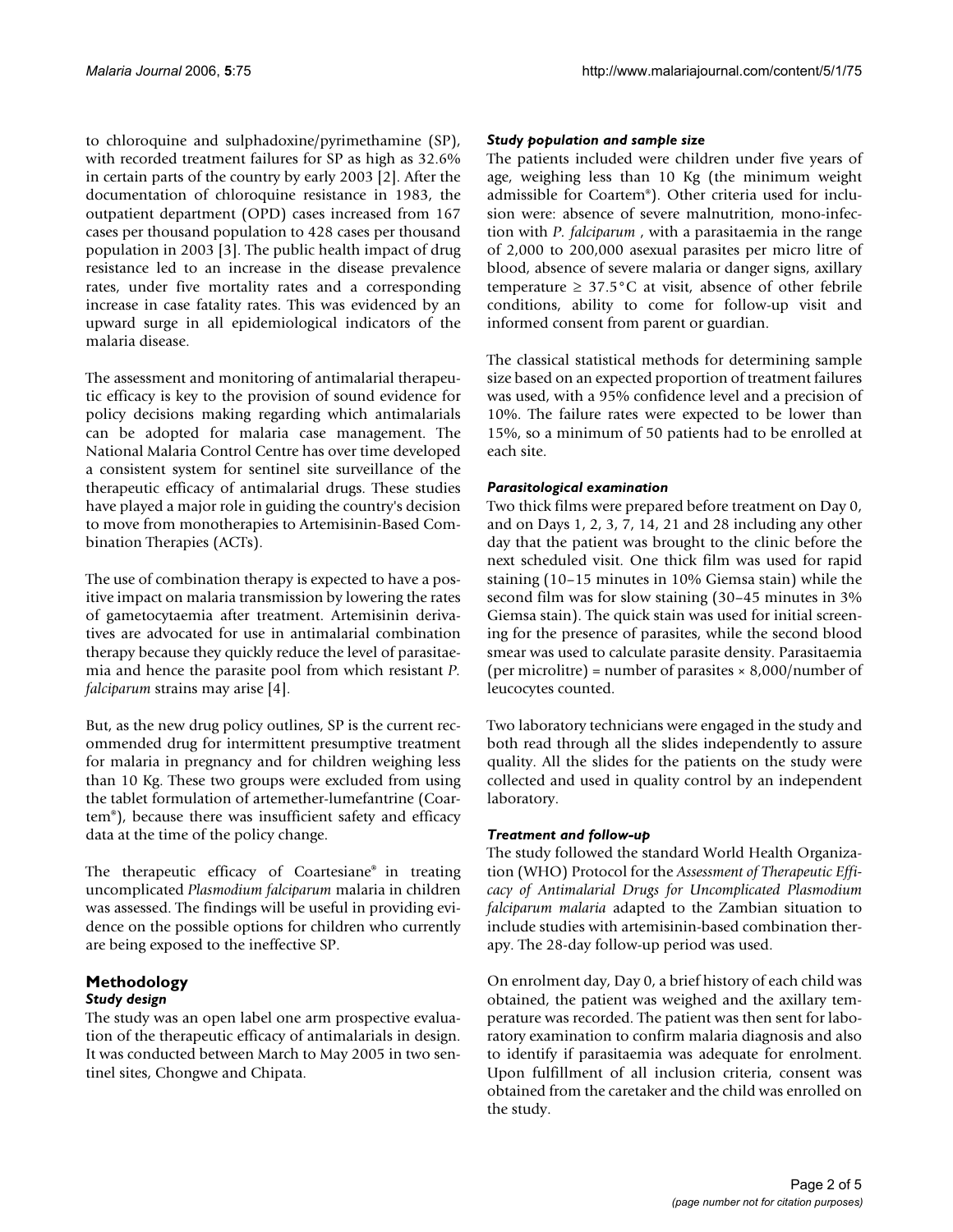to chloroquine and sulphadoxine/pyrimethamine (SP), with recorded treatment failures for SP as high as 32.6% in certain parts of the country by early 2003 [2]. After the documentation of chloroquine resistance in 1983, the outpatient department (OPD) cases increased from 167 cases per thousand population to 428 cases per thousand population in 2003 [3]. The public health impact of drug resistance led to an increase in the disease prevalence rates, under five mortality rates and a corresponding increase in case fatality rates. This was evidenced by an upward surge in all epidemiological indicators of the malaria disease.

The assessment and monitoring of antimalarial therapeutic efficacy is key to the provision of sound evidence for policy decisions making regarding which antimalarials can be adopted for malaria case management. The National Malaria Control Centre has over time developed a consistent system for sentinel site surveillance of the therapeutic efficacy of antimalarial drugs. These studies have played a major role in guiding the country's decision to move from monotherapies to Artemisinin-Based Combination Therapies (ACTs).

The use of combination therapy is expected to have a positive impact on malaria transmission by lowering the rates of gametocytaemia after treatment. Artemisinin derivatives are advocated for use in antimalarial combination therapy because they quickly reduce the level of parasitaemia and hence the parasite pool from which resistant *P. falciparum* strains may arise [4].

But, as the new drug policy outlines, SP is the current recommended drug for intermittent presumptive treatment for malaria in pregnancy and for children weighing less than 10 Kg. These two groups were excluded from using the tablet formulation of artemether-lumefantrine (Coartem®), because there was insufficient safety and efficacy data at the time of the policy change.

The therapeutic efficacy of Coartesiane® in treating uncomplicated *Plasmodium falciparum* malaria in children was assessed. The findings will be useful in providing evidence on the possible options for children who currently are being exposed to the ineffective SP.

## Methodology

### Study design

The study was an open label one arm prospective evaluation of the therapeutic efficacy of antimalarials in design. It was conducted between March to May 2005 in two sentinel sites, Chongwe and Chipata.

### Study population and sample size

The patients included were children under five years of age, weighing less than 10 Kg (the minimum weight admissible for Coartem®). Other criteria used for inclusion were: absence of severe malnutrition, mono-infection with *P. falciparum* , with a parasitaemia in the range of 2,000 to 200,000 asexual parasites per micro litre of blood, absence of severe malaria or danger signs, axillary temperature ≥ 37.5°C at visit, absence of other febrile conditions, ability to come for follow-up visit and informed consent from parent or guardian.

The classical statistical methods for determining sample size based on an expected proportion of treatment failures was used, with a 95% confidence level and a precision of 10%. The failure rates were expected to be lower than 15%, so a minimum of 50 patients had to be enrolled at each site.

### Parasitological examination

Two thick films were prepared before treatment on Day 0, and on Days 1, 2, 3, 7, 14, 21 and 28 including any other day that the patient was brought to the clinic before the next scheduled visit. One thick film was used for rapid staining (10–15 minutes in 10% Giemsa stain) while the second film was for slow staining (30–45 minutes in 3% Giemsa stain). The quick stain was used for initial screening for the presence of parasites, while the second blood smear was used to calculate parasite density. Parasitaemia (per microlitre) = number of parasites × 8,000/number of leucocytes counted.

Two laboratory technicians were engaged in the study and both read through all the slides independently to assure quality. All the slides for the patients on the study were collected and used in quality control by an independent laboratory.

### Treatment and follow-up

The study followed the standard World Health Organization (WHO) Protocol for the *Assessment of Therapeutic Efficacy of Antimalarial Drugs for Uncomplicated Plasmodium falciparum malaria* adapted to the Zambian situation to include studies with artemisinin-based combination therapy. The 28-day follow-up period was used.

On enrolment day, Day 0, a brief history of each child was obtained, the patient was weighed and the axillary temperature was recorded. The patient was then sent for laboratory examination to confirm malaria diagnosis and also to identify if parasitaemia was adequate for enrolment. Upon fulfillment of all inclusion criteria, consent was obtained from the caretaker and the child was enrolled on the study.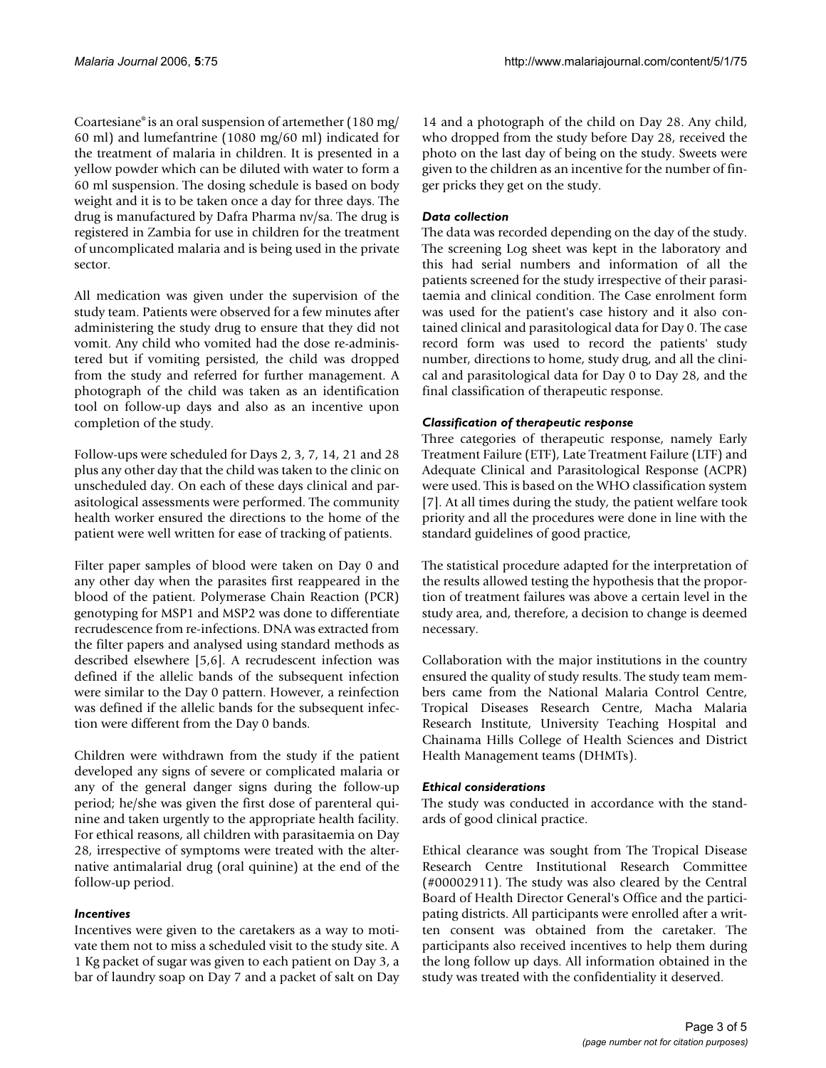Coartesiane® is an oral suspension of artemether (180 mg/ 60 ml) and lumefantrine (1080 mg/60 ml) indicated for the treatment of malaria in children. It is presented in a yellow powder which can be diluted with water to form a 60 ml suspension. The dosing schedule is based on body weight and it is to be taken once a day for three days. The drug is manufactured by Dafra Pharma nv/sa. The drug is registered in Zambia for use in children for the treatment of uncomplicated malaria and is being used in the private sector.

All medication was given under the supervision of the study team. Patients were observed for a few minutes after administering the study drug to ensure that they did not vomit. Any child who vomited had the dose re-administered but if vomiting persisted, the child was dropped from the study and referred for further management. A photograph of the child was taken as an identification tool on follow-up days and also as an incentive upon completion of the study.

Follow-ups were scheduled for Days 2, 3, 7, 14, 21 and 28 plus any other day that the child was taken to the clinic on unscheduled day. On each of these days clinical and parasitological assessments were performed. The community health worker ensured the directions to the home of the patient were well written for ease of tracking of patients.

Filter paper samples of blood were taken on Day 0 and any other day when the parasites first reappeared in the blood of the patient. Polymerase Chain Reaction (PCR) genotyping for MSP1 and MSP2 was done to differentiate recrudescence from re-infections. DNA was extracted from the filter papers and analysed using standard methods as described elsewhere [5,6]. A recrudescent infection was defined if the allelic bands of the subsequent infection were similar to the Day 0 pattern. However, a reinfection was defined if the allelic bands for the subsequent infection were different from the Day 0 bands.

Children were withdrawn from the study if the patient developed any signs of severe or complicated malaria or any of the general danger signs during the follow-up period; he/she was given the first dose of parenteral quinine and taken urgently to the appropriate health facility. For ethical reasons, all children with parasitaemia on Day 28, irrespective of symptoms were treated with the alternative antimalarial drug (oral quinine) at the end of the follow-up period.

### *Incentives*

Incentives were given to the caretakers as a way to motivate them not to miss a scheduled visit to the study site. A 1 Kg packet of sugar was given to each patient on Day 3, a bar of laundry soap on Day 7 and a packet of salt on Day 14 and a photograph of the child on Day 28. Any child, who dropped from the study before Day 28, received the photo on the last day of being on the study. Sweets were given to the children as an incentive for the number of finger pricks they get on the study.

### *Data collection*

The data was recorded depending on the day of the study. The screening Log sheet was kept in the laboratory and this had serial numbers and information of all the patients screened for the study irrespective of their parasitaemia and clinical condition. The Case enrolment form was used for the patient's case history and it also contained clinical and parasitological data for Day 0. The case record form was used to record the patients' study number, directions to home, study drug, and all the clinical and parasitological data for Day 0 to Day 28, and the final classification of therapeutic response.

### *Classification of therapeutic response*

Three categories of therapeutic response, namely Early Treatment Failure (ETF), Late Treatment Failure (LTF) and Adequate Clinical and Parasitological Response (ACPR) were used. This is based on the WHO classification system [7]. At all times during the study, the patient welfare took priority and all the procedures were done in line with the standard guidelines of good practice,

The statistical procedure adapted for the interpretation of the results allowed testing the hypothesis that the proportion of treatment failures was above a certain level in the study area, and, therefore, a decision to change is deemed necessary.

Collaboration with the major institutions in the country ensured the quality of study results. The study team members came from the National Malaria Control Centre, Tropical Diseases Research Centre, Macha Malaria Research Institute, University Teaching Hospital and Chainama Hills College of Health Sciences and District Health Management teams (DHMTs).

### *Ethical considerations*

The study was conducted in accordance with the standards of good clinical practice.

Ethical clearance was sought from The Tropical Disease Research Centre Institutional Research Committee (#00002911). The study was also cleared by the Central Board of Health Director General's Office and the participating districts. All participants were enrolled after a written consent was obtained from the caretaker. The participants also received incentives to help them during the long follow up days. All information obtained in the study was treated with the confidentiality it deserved.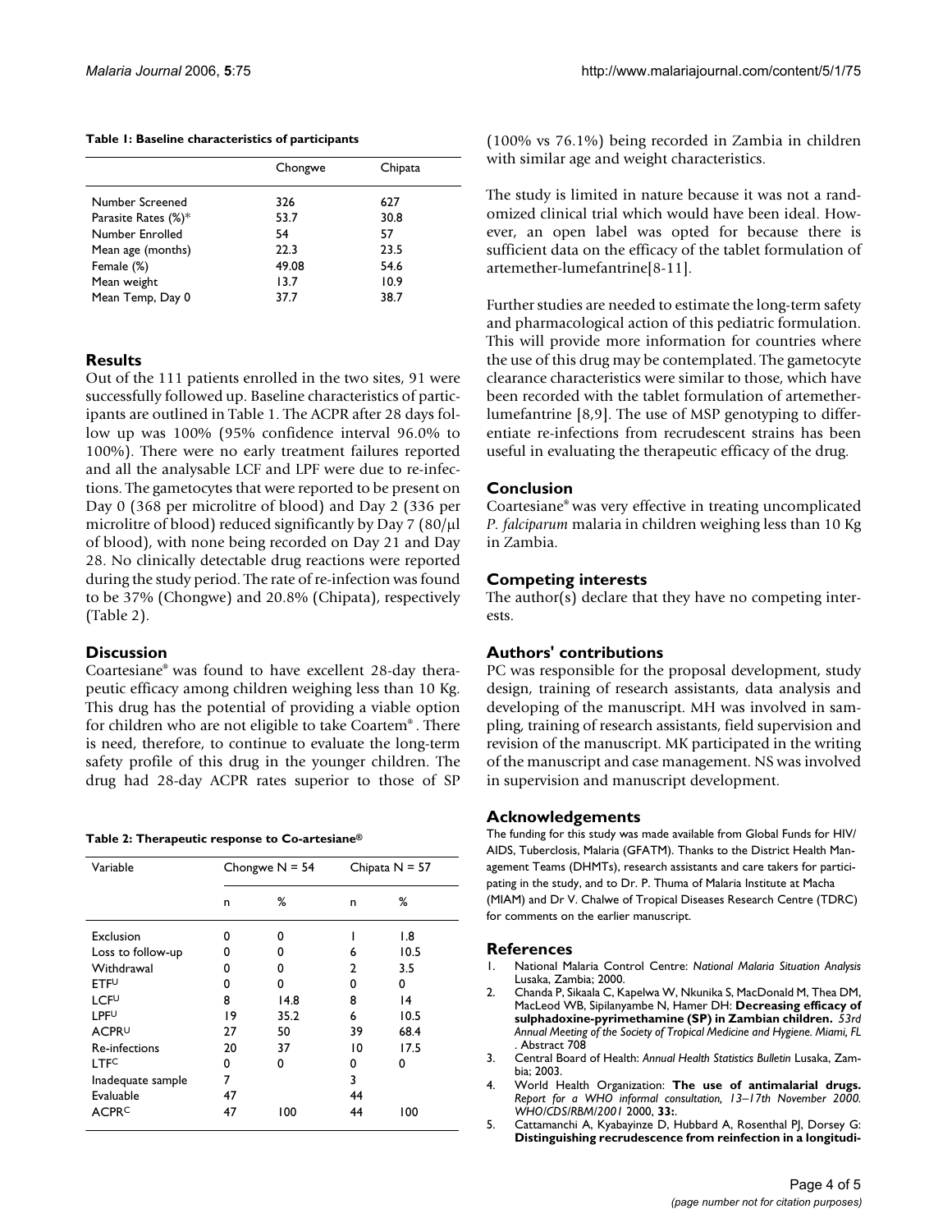**Table 1: Baseline characteristics of participants**

| | Chongwe | Chipata |
|---|---|---|
| Number Screened | 326 | 627 |
| Parasite Rates (%)* | 53.7 | 30.8 |
| Number Enrolled | 54 | 57 |
| Mean age (months) | 22.3 | 23.5 |
| Female (%) | 49.08 | 54.6 |
| Mean weight | 13.7 | 10.9 |
| Mean Temp, Day 0 | 37.7 | 38.7 |

## Results

Out of the 111 patients enrolled in the two sites, 91 were successfully followed up. Baseline characteristics of participants are outlined in Table 1. The ACPR after 28 days follow up was 100% (95% confidence interval 96.0% to 100%). There were no early treatment failures reported and all the analysable LCF and LPF were due to re-infections. The gametocytes that were reported to be present on Day 0 (368 per microlitre of blood) and Day 2 (336 per microlitre of blood) reduced significantly by Day 7 (80/μl of blood), with none being recorded on Day 21 and Day 28. No clinically detectable drug reactions were reported during the study period. The rate of re-infection was found to be 37% (Chongwe) and 20.8% (Chipata), respectively (Table 2).

## Discussion

Coartesiane® was found to have excellent 28-day therapeutic efficacy among children weighing less than 10 Kg. This drug has the potential of providing a viable option for children who are not eligible to take Coartem®. There is need, therefore, to continue to evaluate the long-term safety profile of this drug in the younger children. The drug had 28-day ACPR rates superior to those of SP (100% vs 76.1%) being recorded in Zambia in children with similar age and weight characteristics.

**Table 2: Therapeutic response to Co-artesiane®**

| Variable | Chongwe N = 54 | | Chipata N = 57 | |
|---|---|---|---|---|
| | n | % | n | % |
| Exclusion | 0 | 0 | 1 | 1.8 |
| Loss to follow-up | 0 | 0 | 6 | 10.5 |
| Withdrawal | 0 | 0 | 2 | 3.5 |
| ETF[U] | 0 | 0 | 0 | 0 |
| LCF[U] | 8 | 14.8 | 8 | 14 |
| LPF[U] | 19 | 35.2 | 6 | 10.5 |
| ACPR[U] | 27 | 50 | 39 | 68.4 |
| Re-infections | 20 | 37 | 10 | 17.5 |
| LTF[C] | 0 | 0 | 0 | 0 |
| Inadequate sample | 7 | | 3 | |
| Evaluable | 47 | | 44 | |
| ACPR[C] | 47 | 100 | 44 | 100 |

The study is limited in nature because it was not a randomized clinical trial which would have been ideal. However, an open label was opted for because there is sufficient data on the efficacy of the tablet formulation of artemether-lumefantrine[8-11].

Further studies are needed to estimate the long-term safety and pharmacological action of this pediatric formulation. This will provide more information for countries where the use of this drug may be contemplated. The gametocyte clearance characteristics were similar to those, which have been recorded with the tablet formulation of artemether-lumefantrine [8,9]. The use of MSP genotyping to differentiate re-infections from recrudescent strains has been useful in evaluating the therapeutic efficacy of the drug.

## Conclusion

Coartesiane® was very effective in treating uncomplicated *P. falciparum* malaria in children weighing less than 10 Kg in Zambia.

## Competing interests

The author(s) declare that they have no competing interests.

## Authors' contributions

PC was responsible for the proposal development, study design, training of research assistants, data analysis and developing of the manuscript. MH was involved in sampling, training of research assistants, field supervision and revision of the manuscript. MK participated in the writing of the manuscript and case management. NS was involved in supervision and manuscript development.

## Acknowledgements

The funding for this study was made available from Global Funds for HIV/AIDS, Tuberclosis, Malaria (GFATM). Thanks to the District Health Management Teams (DHMTs), research assistants and care takers for participating in the study, and to Dr. P. Thuma of Malaria Institute at Macha (MIAM) and Dr V. Chalwe of Tropical Diseases Research Centre (TDRC) for comments on the earlier manuscript.

## References

1. National Malaria Control Centre: *National Malaria Situation Analysis* Lusaka, Zambia; 2000.
2. Chanda P, Sikaala C, Kapelwa W, Nkunika S, MacDonald M, Thea DM, MacLeod WB, Sipilanyambe N, Hamer DH: **Decreasing efficacy of sulphadoxine-pyrimethamine (SP) in Zambian children.** *53rd Annual Meeting of the Society of Tropical Medicine and Hygiene. Miami, FL* . Abstract 708
3. Central Board of Health: *Annual Health Statistics Bulletin* Lusaka, Zambia; 2003.
4. World Health Organization: **The use of antimalarial drugs.** *Report for a WHO informal consultation, 13–17th November 2000. WHO/CDS/RBM/2001* 2000, **33:**.
5. Cattamanchi A, Kyabayinze D, Hubbard A, Rosenthal PJ, Dorsey G: **Distinguishing recrudescence from reinfection in a longitudi-**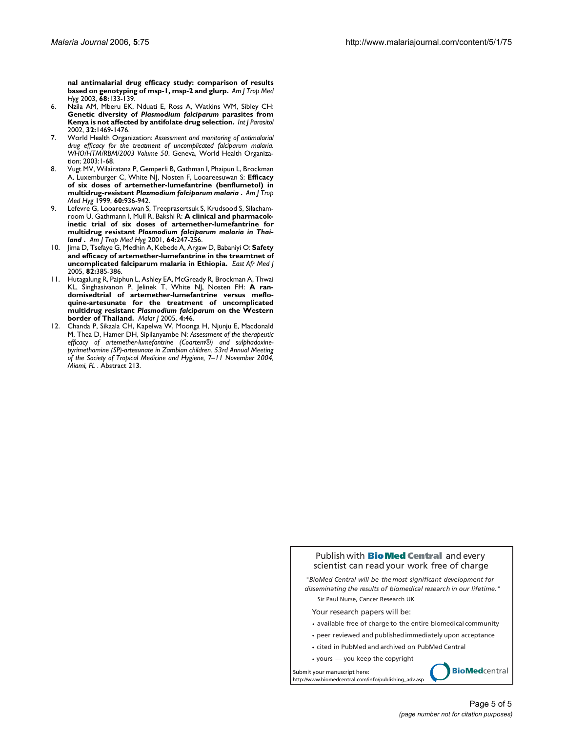**nal antimalarial drug efficacy study: comparison of results based on genotyping of msp-1, msp-2 and glurp.** *Am J Trop Med Hyg* 2003, **68:**133-139.

6. Nzila AM, Mberu EK, Nduati E, Ross A, Watkins WM, Sibley CH: **Genetic diversity of *Plasmodium falciparum* parasites from Kenya is not affected by antifolate drug selection.** *Int J Parasitol* 2002, **32:**1469-1476.
7. World Health Organization: *Assessment and monitoring of antimalarial drug efficacy for the treatment of uncomplicated falciparum malaria. WHO/HTM/RBM/2003 Volume 50*. Geneva, World Health Organization; 2003:1-68.
8. Vugt MV, Wilairatana P, Gemperli B, Gathman I, Phaipun L, Brockman A, Luxemburger C, White NJ, Nosten F, Looareesuwan S: **Efficacy of six doses of artemether-lumefantrine (benflumetol) in multidrug-resistant *Plasmodium falciparum malaria* .** *Am J Trop Med Hyg* 1999, **60:**936-942.
9. Lefevre G, Looareesuwan S, Treeprasertsuk S, Krudsood S, Silachamroom U, Gathmann I, Mull R, Bakshi R: **A clinical and pharmacokinetic trial of six doses of artemether-lumefantrine for multidrug resistant *Plasmodium falciparum malaria in Thailand* .** *Am J Trop Med Hyg* 2001, **64:**247-256.
10. Jima D, Tsefaye G, Medhin A, Kebede A, Argaw D, Babaniyi O: **Safety and efficacy of artemether-lumefantrine in the treamtnet of uncomplicated falciparum malaria in Ethiopia.** *East Afr Med J* 2005, **82:**385-386.
11. Hutagalung R, Paiphun L, Ashley EA, McGready R, Brockman A, Thwai KL, Singhasivanon P, Jelinek T, White NJ, Nosten FH: **A randomisedtrial of artemether-lumefantrine versus mefloquine-artesunate for the treatment of uncomplicated multidrug resistant *Plasmodium falciparum* on the Western border of Thailand.** *Malar J* 2005, **4:**46.
12. Chanda P, Sikaala CH, Kapelwa W, Moonga H, Njunju E, Macdonald M, Thea D, Hamer DH, Sipilanyambe N: *Assessment of the therapeutic efficacy of artemether-lumefantrine (Coartem®) and sulphadoxine-pyrimethamine (SP)-artesunate in Zambian children. 53rd Annual Meeting of the Society of Tropical Medicine and Hygiene, 7–11 November 2004, Miami, FL* . Abstract 213.

Publish with **BioMed Central** and every scientist can read your work free of charge

*"BioMed Central will be the most significant development for disseminating the results of biomedical research in our lifetime."*
Sir Paul Nurse, Cancer Research UK

Your research papers will be:

- available free of charge to the entire biomedical community
- peer reviewed and published immediately upon acceptance
- cited in PubMed and archived on PubMed Central
- yours — you keep the copyright

Submit your manuscript here:
http://www.biomedcentral.com/info/publishing_adv.asp

**BioMed**central